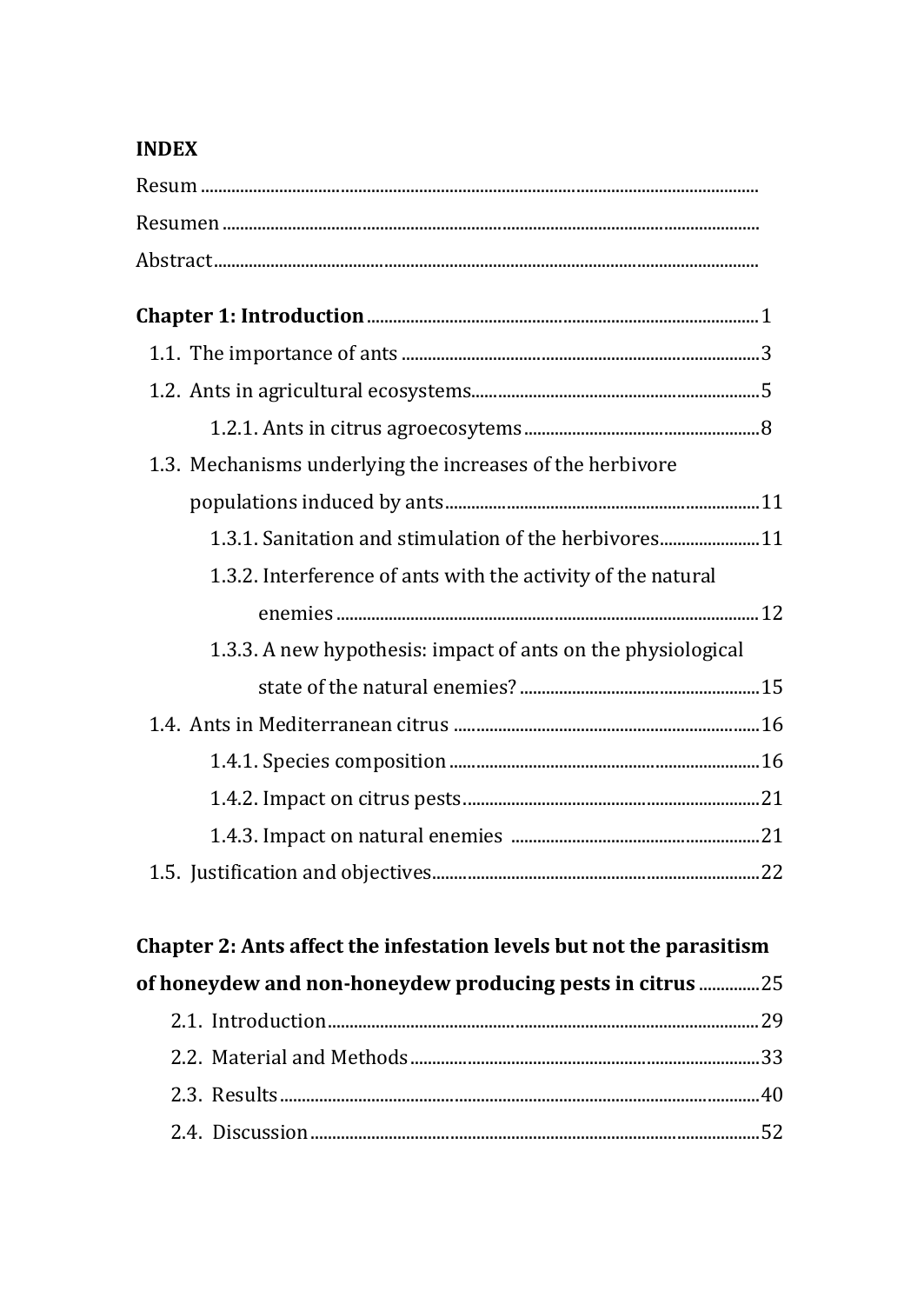**INDEX**

Resum ..........................................................................................................................

Resumen ......................................................................................................................

Abstract ........................................................................................................................

**Chapter 1: Introduction** ...................................................................................1

1.1. The importance of ants ...................................................................................3

1.2. Ants in agricultural ecosystems......................................................................5

1.2.1. Ants in citrus agroecosytems .........................................................8

1.3. Mechanisms underlying the increases of the herbivore populations induced by ants .........................................................................11

1.3.1. Sanitation and stimulation of the herbivores......................11

1.3.2. Interference of ants with the activity of the natural enemies .......................................................................................12

1.3.3. A new hypothesis: impact of ants on the physiological state of the natural enemies? ...................................................15

1.4. Ants in Mediterranean citrus ........................................................................16

1.4.1. Species composition .......................................................................16

1.4.2. Impact on citrus pests ....................................................................21

1.4.3. Impact on natural enemies .........................................................21

1.5. Justification and objectives...........................................................................22

**Chapter 2: Ants affect the infestation levels but not the parasitism of honeydew and non-honeydew producing pests in citrus** .............25

2.1. Introduction.........................................................................................................29

2.2. Material and Methods .....................................................................................33

2.3. Results ...................................................................................................................40

2.4. Discussion ............................................................................................................52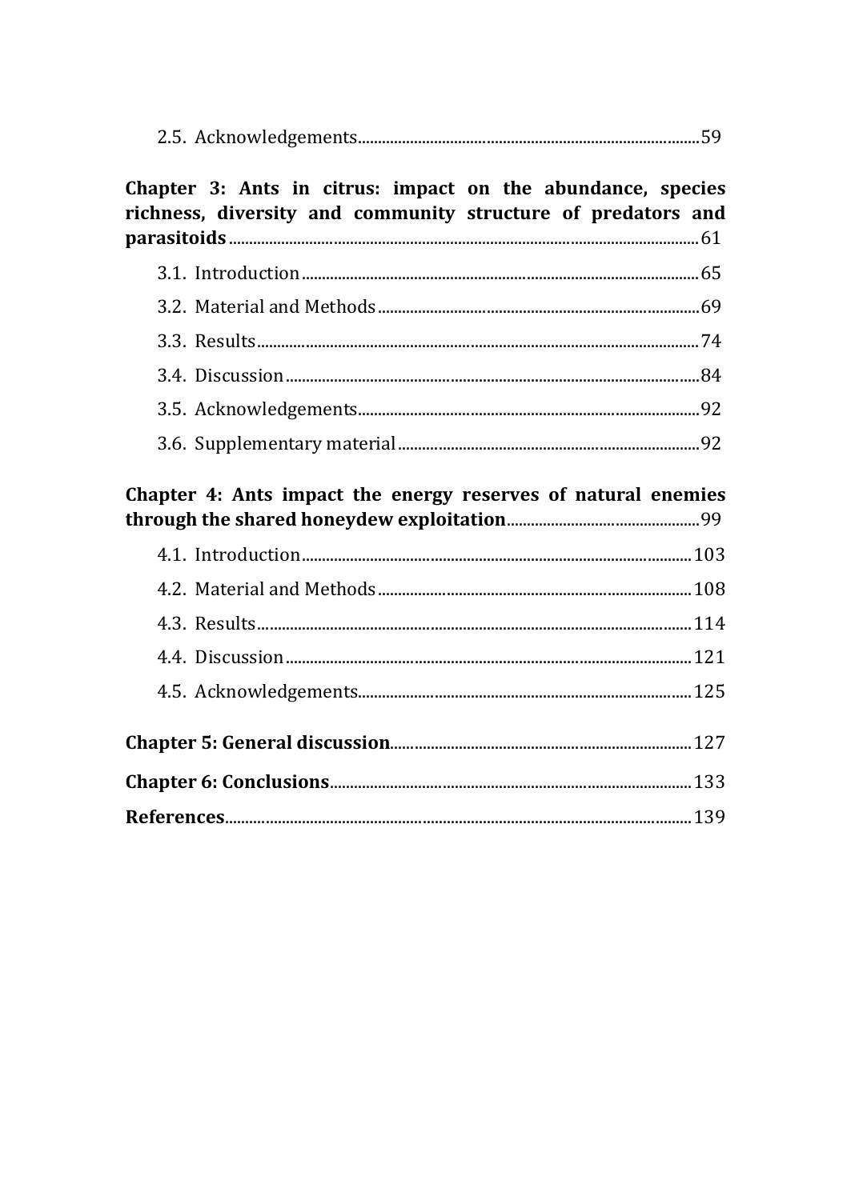2.5. Acknowledgements.....59

**Chapter 3: Ants in citrus: impact on the abundance, species richness, diversity and community structure of predators and parasitoids**.....61

3.1. Introduction.....65

3.2. Material and Methods.....69

3.3. Results.....74

3.4. Discussion.....84

3.5. Acknowledgements.....92

3.6. Supplementary material.....92

**Chapter 4: Ants impact the energy reserves of natural enemies through the shared honeydew exploitation**.....99

4.1. Introduction.....103

4.2. Material and Methods.....108

4.3. Results.....114

4.4. Discussion.....121

4.5. Acknowledgements.....125

**Chapter 5: General discussion**.....127

**Chapter 6: Conclusions**.....133

**References**.....139